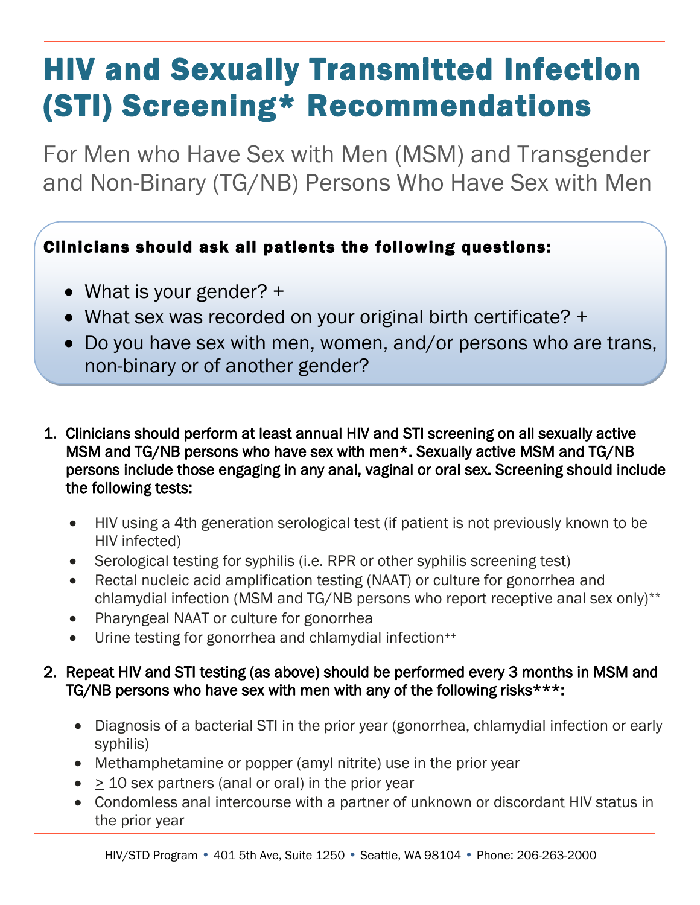# HIV and Sexually Transmitted Infection (STI) Screening* Recommendations

## For Men who Have Sex with Men (MSM) and Transgender and Non-Binary (TG/NB) Persons Who Have Sex with Men

**Clinicians should ask all patients the following questions:**

- What is your gender? +
- What sex was recorded on your original birth certificate? +
- Do you have sex with men, women, and/or persons who are trans, non-binary or of another gender?

1. **Clinicians should perform at least annual HIV and STI screening on all sexually active MSM and TG/NB persons who have sex with men*. Sexually active MSM and TG/NB persons include those engaging in any anal, vaginal or oral sex. Screening should include the following tests:**
   - HIV using a 4th generation serological test (if patient is not previously known to be HIV infected)
   - Serological testing for syphilis (i.e. RPR or other syphilis screening test)
   - Rectal nucleic acid amplification testing (NAAT) or culture for gonorrhea and chlamydial infection (MSM and TG/NB persons who report receptive anal sex only)**
   - Pharyngeal NAAT or culture for gonorrhea
   - Urine testing for gonorrhea and chlamydial infection++

2. **Repeat HIV and STI testing (as above) should be performed every 3 months in MSM and TG/NB persons who have sex with men with any of the following risks***:**
   - Diagnosis of a bacterial STI in the prior year (gonorrhea, chlamydial infection or early syphilis)
   - Methamphetamine or popper (amyl nitrite) use in the prior year
   - $\geq$ 10 sex partners (anal or oral) in the prior year
   - Condomless anal intercourse with a partner of unknown or discordant HIV status in the prior year

HIV/STD Program • 401 5th Ave, Suite 1250 • Seattle, WA 98104 • Phone: 206-263-2000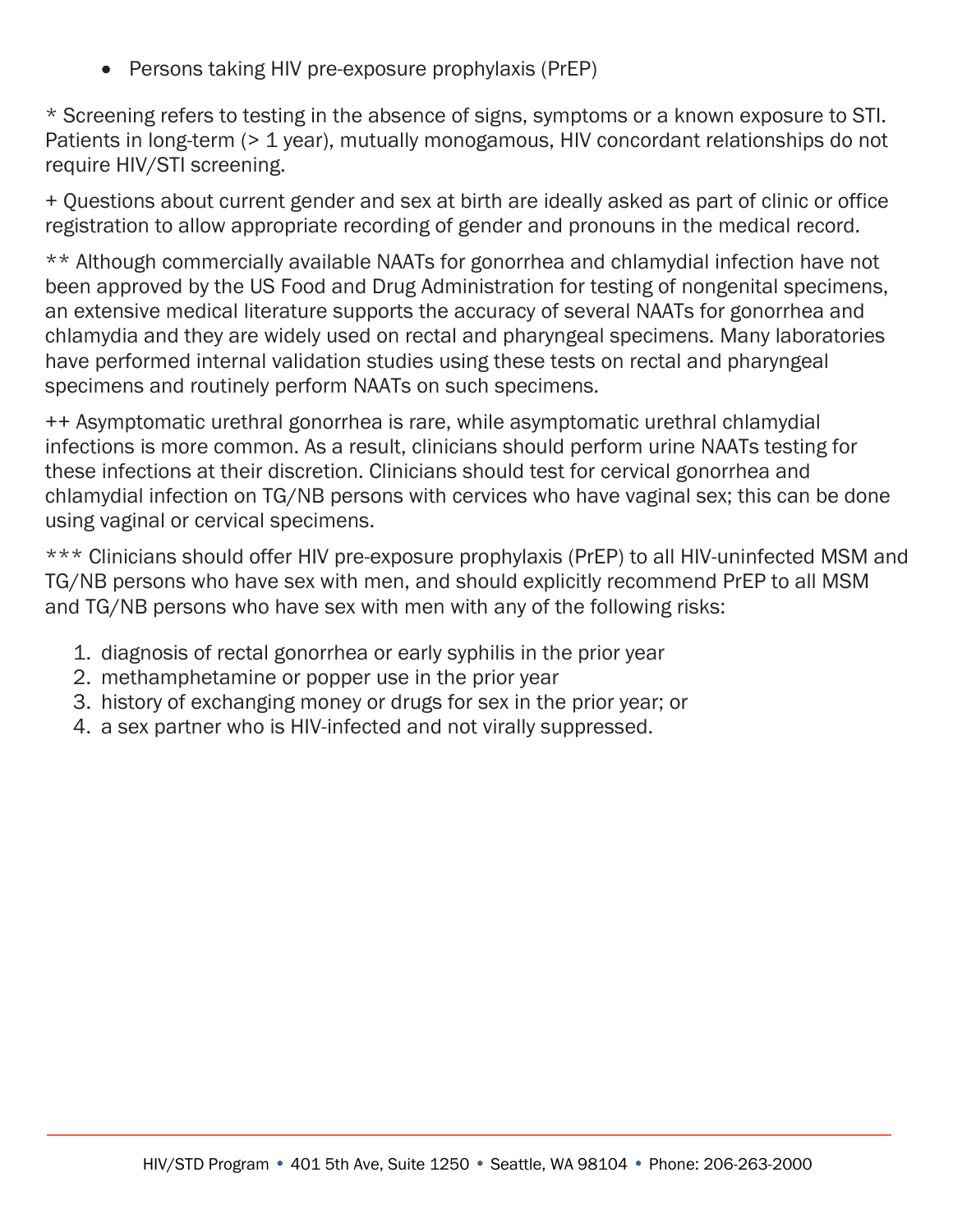- Persons taking HIV pre-exposure prophylaxis (PrEP)

* Screening refers to testing in the absence of signs, symptoms or a known exposure to STI. Patients in long-term (> 1 year), mutually monogamous, HIV concordant relationships do not require HIV/STI screening.

+ Questions about current gender and sex at birth are ideally asked as part of clinic or office registration to allow appropriate recording of gender and pronouns in the medical record.

** Although commercially available NAATs for gonorrhea and chlamydial infection have not been approved by the US Food and Drug Administration for testing of nongenital specimens, an extensive medical literature supports the accuracy of several NAATs for gonorrhea and chlamydia and they are widely used on rectal and pharyngeal specimens. Many laboratories have performed internal validation studies using these tests on rectal and pharyngeal specimens and routinely perform NAATs on such specimens.

++ Asymptomatic urethral gonorrhea is rare, while asymptomatic urethral chlamydial infections is more common. As a result, clinicians should perform urine NAATs testing for these infections at their discretion. Clinicians should test for cervical gonorrhea and chlamydial infection on TG/NB persons with cervices who have vaginal sex; this can be done using vaginal or cervical specimens.

*** Clinicians should offer HIV pre-exposure prophylaxis (PrEP) to all HIV-uninfected MSM and TG/NB persons who have sex with men, and should explicitly recommend PrEP to all MSM and TG/NB persons who have sex with men with any of the following risks:

1. diagnosis of rectal gonorrhea or early syphilis in the prior year
2. methamphetamine or popper use in the prior year
3. history of exchanging money or drugs for sex in the prior year; or
4. a sex partner who is HIV-infected and not virally suppressed.